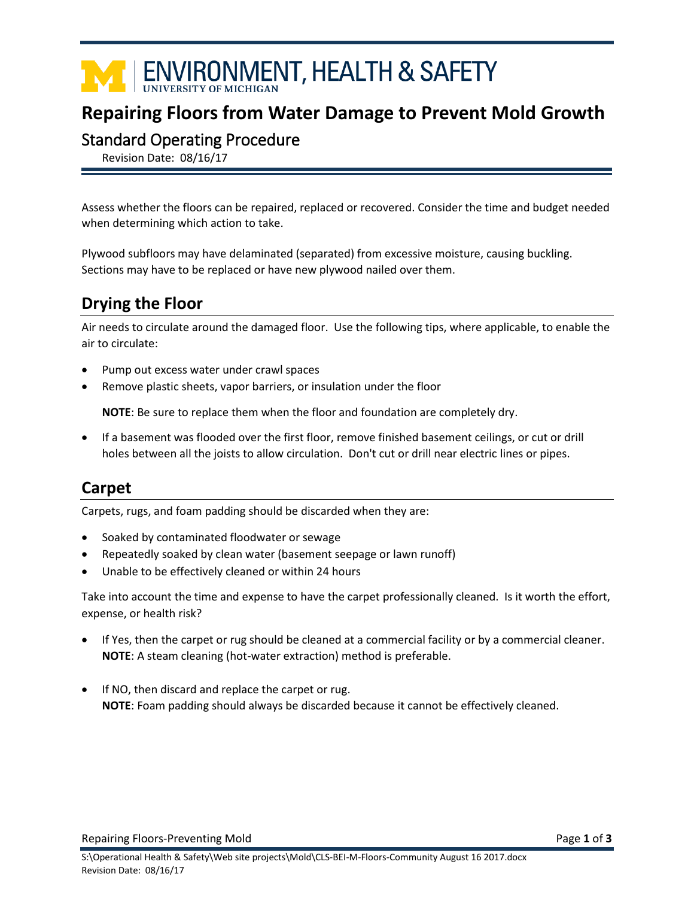# Repairing Floors from Water Damage to Prevent Mold Growth

## Standard Operating Procedure

Revision Date: 08/16/17

Assess whether the floors can be repaired, replaced or recovered. Consider the time and budget needed when determining which action to take.

Plywood subfloors may have delaminated (separated) from excessive moisture, causing buckling. Sections may have to be replaced or have new plywood nailed over them.

## Drying the Floor

Air needs to circulate around the damaged floor. Use the following tips, where applicable, to enable the air to circulate:

- Pump out excess water under crawl spaces
- Remove plastic sheets, vapor barriers, or insulation under the floor

  **NOTE**: Be sure to replace them when the floor and foundation are completely dry.

- If a basement was flooded over the first floor, remove finished basement ceilings, or cut or drill holes between all the joists to allow circulation. Don't cut or drill near electric lines or pipes.

## Carpet

Carpets, rugs, and foam padding should be discarded when they are:

- Soaked by contaminated floodwater or sewage
- Repeatedly soaked by clean water (basement seepage or lawn runoff)
- Unable to be effectively cleaned or within 24 hours

Take into account the time and expense to have the carpet professionally cleaned. Is it worth the effort, expense, or health risk?

- If Yes, then the carpet or rug should be cleaned at a commercial facility or by a commercial cleaner.
  **NOTE**: A steam cleaning (hot-water extraction) method is preferable.

- If NO, then discard and replace the carpet or rug.
  **NOTE**: Foam padding should always be discarded because it cannot be effectively cleaned.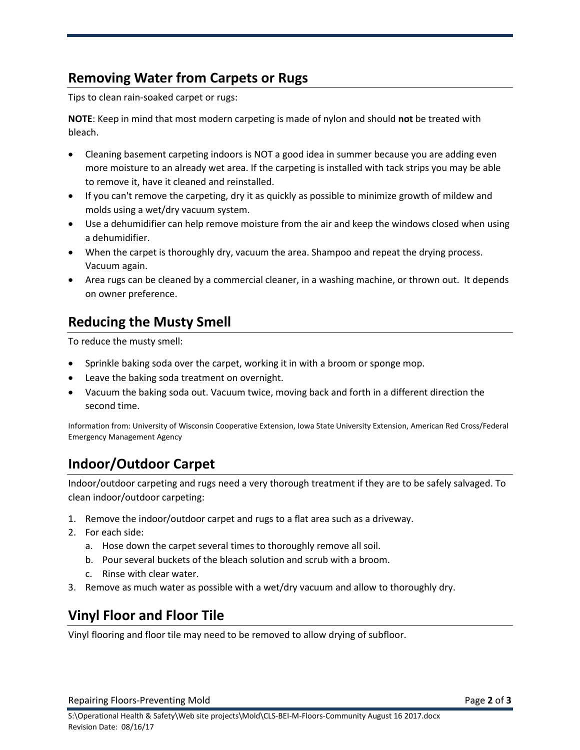## Removing Water from Carpets or Rugs

Tips to clean rain-soaked carpet or rugs:

**NOTE**: Keep in mind that most modern carpeting is made of nylon and should **not** be treated with bleach.

- Cleaning basement carpeting indoors is NOT a good idea in summer because you are adding even more moisture to an already wet area. If the carpeting is installed with tack strips you may be able to remove it, have it cleaned and reinstalled.
- If you can't remove the carpeting, dry it as quickly as possible to minimize growth of mildew and molds using a wet/dry vacuum system.
- Use a dehumidifier can help remove moisture from the air and keep the windows closed when using a dehumidifier.
- When the carpet is thoroughly dry, vacuum the area. Shampoo and repeat the drying process. Vacuum again.
- Area rugs can be cleaned by a commercial cleaner, in a washing machine, or thrown out. It depends on owner preference.

## Reducing the Musty Smell

To reduce the musty smell:

- Sprinkle baking soda over the carpet, working it in with a broom or sponge mop.
- Leave the baking soda treatment on overnight.
- Vacuum the baking soda out. Vacuum twice, moving back and forth in a different direction the second time.

Information from: University of Wisconsin Cooperative Extension, Iowa State University Extension, American Red Cross/Federal Emergency Management Agency

## Indoor/Outdoor Carpet

Indoor/outdoor carpeting and rugs need a very thorough treatment if they are to be safely salvaged. To clean indoor/outdoor carpeting:

1. Remove the indoor/outdoor carpet and rugs to a flat area such as a driveway.
2. For each side:
   a. Hose down the carpet several times to thoroughly remove all soil.
   b. Pour several buckets of the bleach solution and scrub with a broom.
   c. Rinse with clear water.
3. Remove as much water as possible with a wet/dry vacuum and allow to thoroughly dry.

## Vinyl Floor and Floor Tile

Vinyl flooring and floor tile may need to be removed to allow drying of subfloor.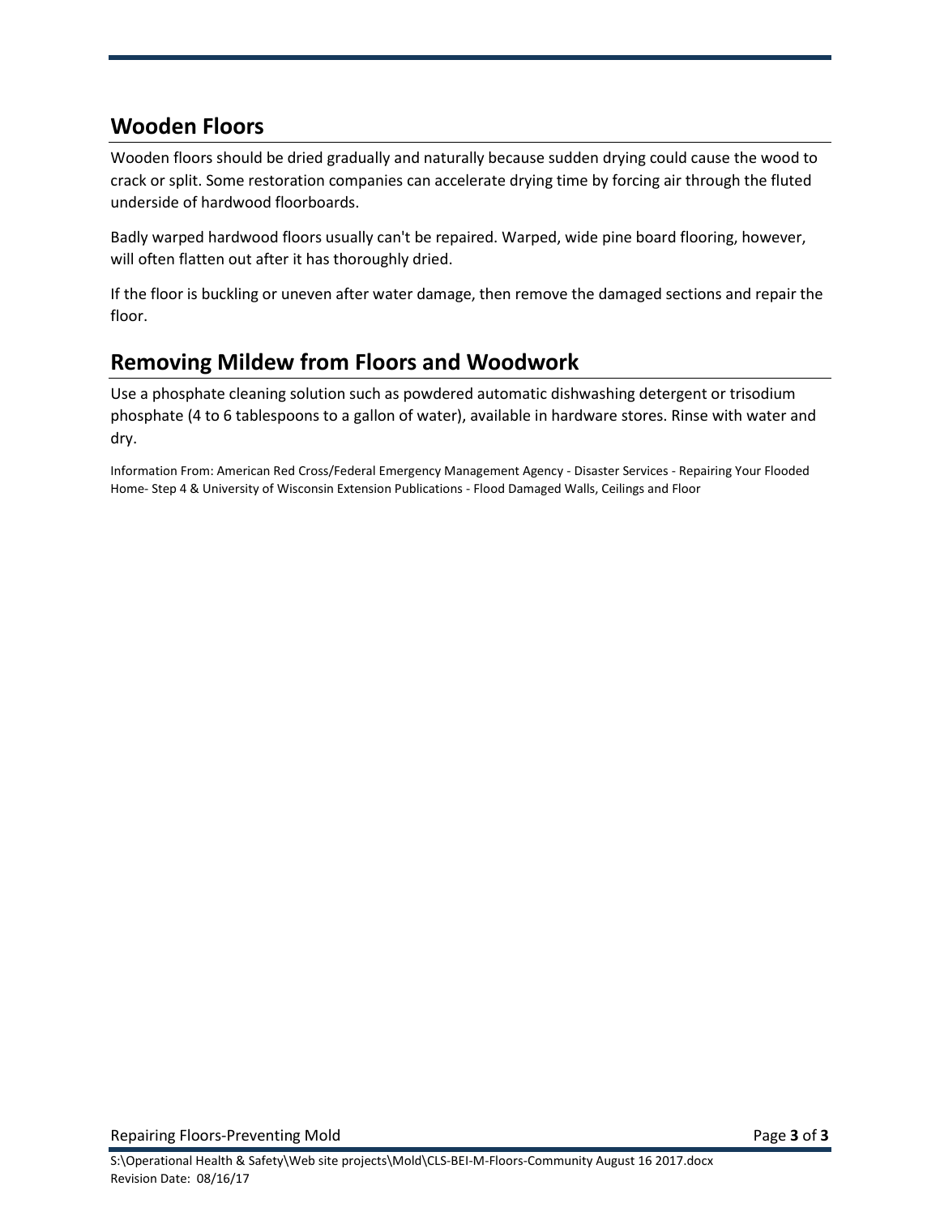## Wooden Floors

Wooden floors should be dried gradually and naturally because sudden drying could cause the wood to crack or split. Some restoration companies can accelerate drying time by forcing air through the fluted underside of hardwood floorboards.

Badly warped hardwood floors usually can't be repaired. Warped, wide pine board flooring, however, will often flatten out after it has thoroughly dried.

If the floor is buckling or uneven after water damage, then remove the damaged sections and repair the floor.

## Removing Mildew from Floors and Woodwork

Use a phosphate cleaning solution such as powdered automatic dishwashing detergent or trisodium phosphate (4 to 6 tablespoons to a gallon of water), available in hardware stores. Rinse with water and dry.

Information From: American Red Cross/Federal Emergency Management Agency - Disaster Services - Repairing Your Flooded Home- Step 4 & University of Wisconsin Extension Publications - Flood Damaged Walls, Ceilings and Floor